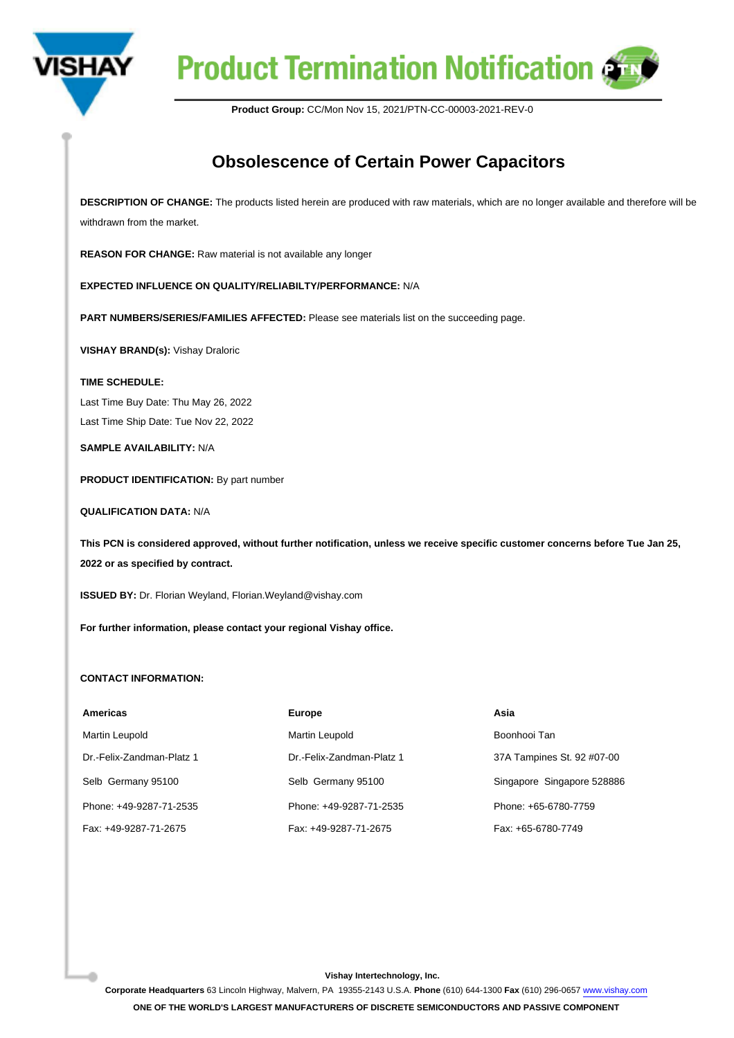# Product Termination Notification

**Product Group:** CC/Mon Nov 15, 2021/PTN-CC-00003-2021-REV-0

## Obsolescence of Certain Power Capacitors

**DESCRIPTION OF CHANGE:** The products listed herein are produced with raw materials, which are no longer available and therefore will be withdrawn from the market.

**REASON FOR CHANGE:** Raw material is not available any longer

**EXPECTED INFLUENCE ON QUALITY/RELIABILTY/PERFORMANCE:** N/A

**PART NUMBERS/SERIES/FAMILIES AFFECTED:** Please see materials list on the succeeding page.

**VISHAY BRAND(s):** Vishay Draloric

**TIME SCHEDULE:**

Last Time Buy Date: Thu May 26, 2022

Last Time Ship Date: Tue Nov 22, 2022

**SAMPLE AVAILABILITY:** N/A

**PRODUCT IDENTIFICATION:** By part number

**QUALIFICATION DATA:** N/A

**This PCN is considered approved, without further notification, unless we receive specific customer concerns before Tue Jan 25, 2022 or as specified by contract.**

**ISSUED BY:** Dr. Florian Weyland, Florian.Weyland@vishay.com

**For further information, please contact your regional Vishay office.**

**CONTACT INFORMATION:**

| **Americas** | **Europe** | **Asia** |
|---|---|---|
| Martin Leupold | Martin Leupold | Boonhooi Tan |
| Dr.-Felix-Zandman-Platz 1 | Dr.-Felix-Zandman-Platz 1 | 37A Tampines St. 92 #07-00 |
| Selb Germany 95100 | Selb Germany 95100 | Singapore Singapore 528886 |
| Phone: +49-9287-71-2535 | Phone: +49-9287-71-2535 | Phone: +65-6780-7759 |
| Fax: +49-9287-71-2675 | Fax: +49-9287-71-2675 | Fax: +65-6780-7749 |

**Vishay Intertechnology, Inc.**

**Corporate Headquarters** 63 Lincoln Highway, Malvern, PA 19355-2143 U.S.A. **Phone** (610) 644-1300 **Fax** (610) 296-0657 www.vishay.com

**ONE OF THE WORLD'S LARGEST MANUFACTURERS OF DISCRETE SEMICONDUCTORS AND PASSIVE COMPONENT**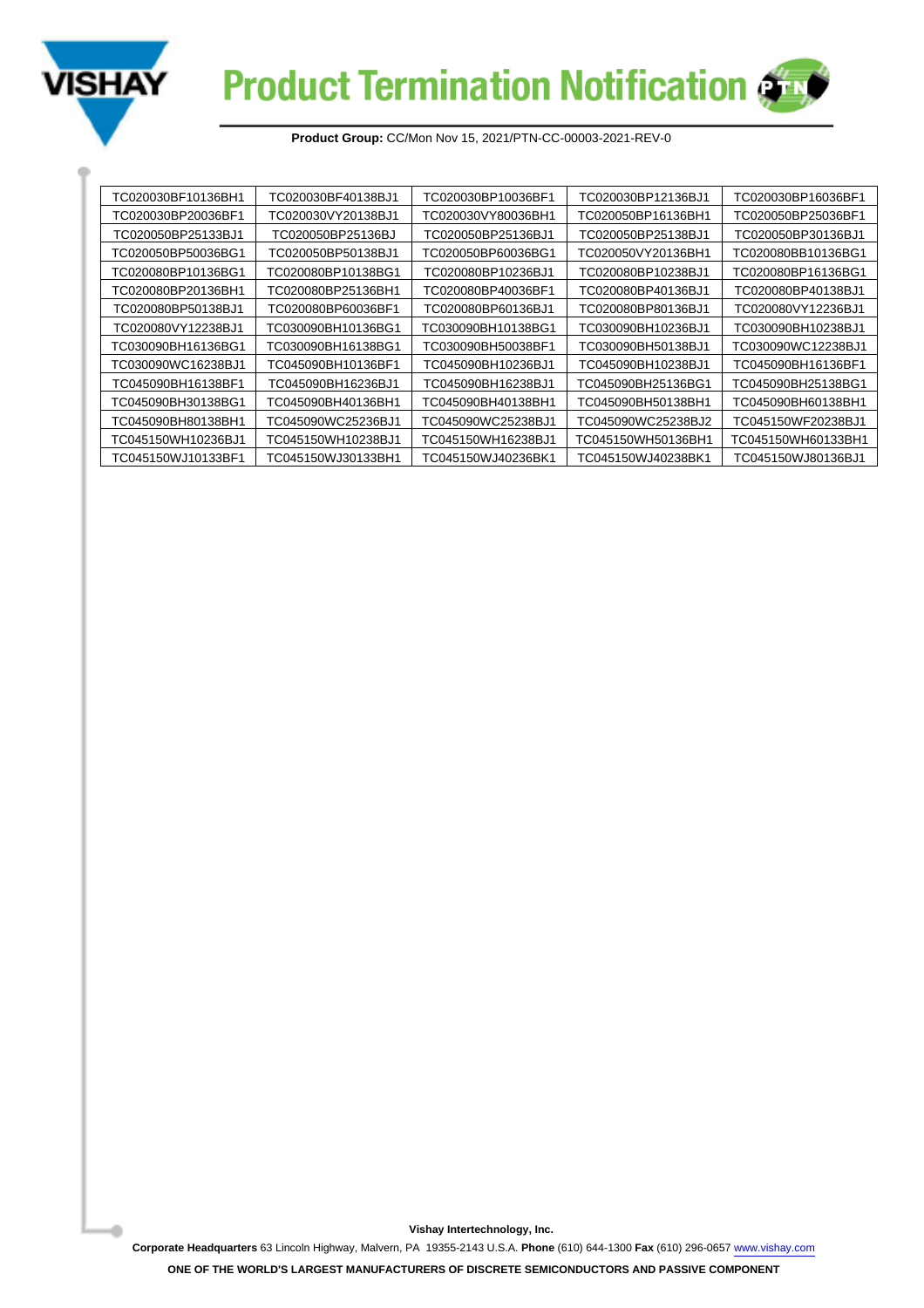# Product Termination Notification

**Product Group:** CC/Mon Nov 15, 2021/PTN-CC-00003-2021-REV-0

| | | | | |
|---|---|---|---|---|
| TC020030BF10136BH1 | TC020030BF40138BJ1 | TC020030BP10036BF1 | TC020030BP12136BJ1 | TC020030BP16036BF1 |
| TC020030BP20036BF1 | TC020030VY20138BJ1 | TC020030VY80036BH1 | TC020050BP16136BH1 | TC020050BP25036BF1 |
| TC020050BP25133BJ1 | TC020050BP25136BJ | TC020050BP25136BJ1 | TC020050BP25138BJ1 | TC020050BP30136BJ1 |
| TC020050BP50036BG1 | TC020050BP50138BJ1 | TC020050BP60036BG1 | TC020050VY20136BH1 | TC020080BB10136BG1 |
| TC020080BP10136BG1 | TC020080BP10138BG1 | TC020080BP10236BJ1 | TC020080BP10238BJ1 | TC020080BP16136BG1 |
| TC020080BP20136BH1 | TC020080BP25136BH1 | TC020080BP40036BF1 | TC020080BP40136BJ1 | TC020080BP40138BJ1 |
| TC020080BP50138BJ1 | TC020080BP60036BF1 | TC020080BP60136BJ1 | TC020080BP80136BJ1 | TC020080VY12236BJ1 |
| TC020080VY12238BJ1 | TC030090BH10136BG1 | TC030090BH10138BG1 | TC030090BH10236BJ1 | TC030090BH10238BJ1 |
| TC030090BH16136BG1 | TC030090BH16138BG1 | TC030090BH50038BF1 | TC030090BH50138BJ1 | TC030090WC12238BJ1 |
| TC030090WC16238BJ1 | TC045090BH10136BF1 | TC045090BH10236BJ1 | TC045090BH10238BJ1 | TC045090BH16136BF1 |
| TC045090BH16138BF1 | TC045090BH16236BJ1 | TC045090BH16238BJ1 | TC045090BH25136BG1 | TC045090BH25138BG1 |
| TC045090BH30138BG1 | TC045090BH40136BH1 | TC045090BH40138BH1 | TC045090BH50138BH1 | TC045090BH60138BH1 |
| TC045090BH80138BH1 | TC045090WC25236BJ1 | TC045090WC25238BJ1 | TC045090WC25238BJ2 | TC045150WF20238BJ1 |
| TC045150WH10236BJ1 | TC045150WH10238BJ1 | TC045150WH16238BJ1 | TC045150WH50136BH1 | TC045150WH60133BH1 |
| TC045150WJ10133BF1 | TC045150WJ30133BH1 | TC045150WJ40236BK1 | TC045150WJ40238BK1 | TC045150WJ80136BJ1 |

**Vishay Intertechnology, Inc.**

**Corporate Headquarters** 63 Lincoln Highway, Malvern, PA 19355-2143 U.S.A. **Phone** (610) 644-1300 **Fax** (610) 296-0657 www.vishay.com

**ONE OF THE WORLD'S LARGEST MANUFACTURERS OF DISCRETE SEMICONDUCTORS AND PASSIVE COMPONENT**